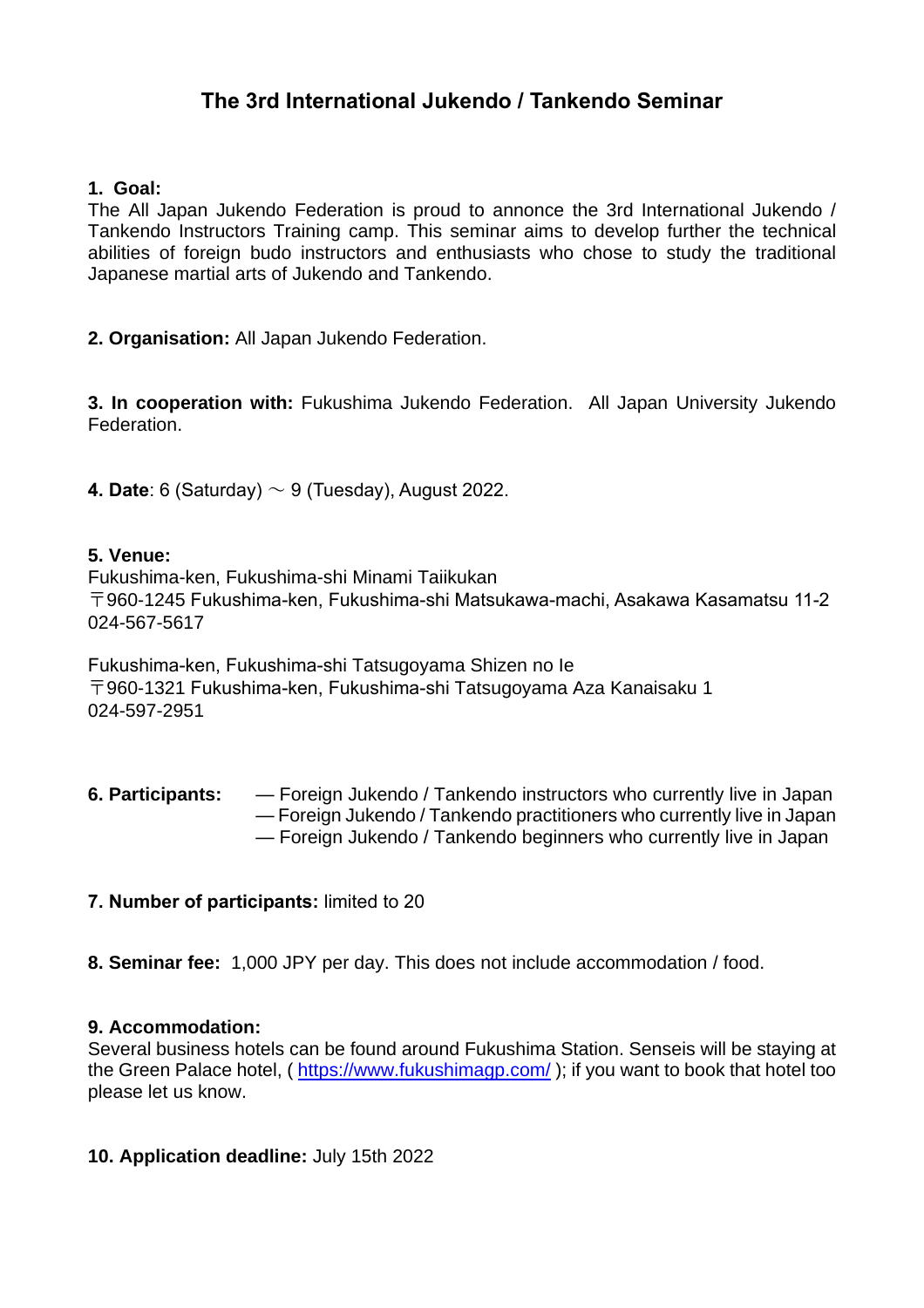# The 3rd International Jukendo / Tankendo Seminar

**1. Goal:**

The All Japan Jukendo Federation is proud to annonce the 3rd International Jukendo / Tankendo Instructors Training camp. This seminar aims to develop further the technical abilities of foreign budo instructors and enthusiasts who chose to study the traditional Japanese martial arts of Jukendo and Tankendo.

**2. Organisation:** All Japan Jukendo Federation.

**3. In cooperation with:** Fukushima Jukendo Federation. All Japan University Jukendo Federation.

**4. Date**: 6 (Saturday) ～ 9 (Tuesday), August 2022.

**5. Venue:**

Fukushima-ken, Fukushima-shi Minami Taiikukan
〒960-1245 Fukushima-ken, Fukushima-shi Matsukawa-machi, Asakawa Kasamatsu 11-2
024-567-5617

Fukushima-ken, Fukushima-shi Tatsugoyama Shizen no Ie
〒960-1321 Fukushima-ken, Fukushima-shi Tatsugoyama Aza Kanaisaku 1
024-597-2951

**6. Participants:**

— Foreign Jukendo / Tankendo instructors who currently live in Japan
— Foreign Jukendo / Tankendo practitioners who currently live in Japan
— Foreign Jukendo / Tankendo beginners who currently live in Japan

**7. Number of participants:** limited to 20

**8. Seminar fee:** 1,000 JPY per day. This does not include accommodation / food.

**9. Accommodation:**

Several business hotels can be found around Fukushima Station. Senseis will be staying at the Green Palace hotel, ( https://www.fukushimagp.com/ ); if you want to book that hotel too please let us know.

**10. Application deadline:** July 15th 2022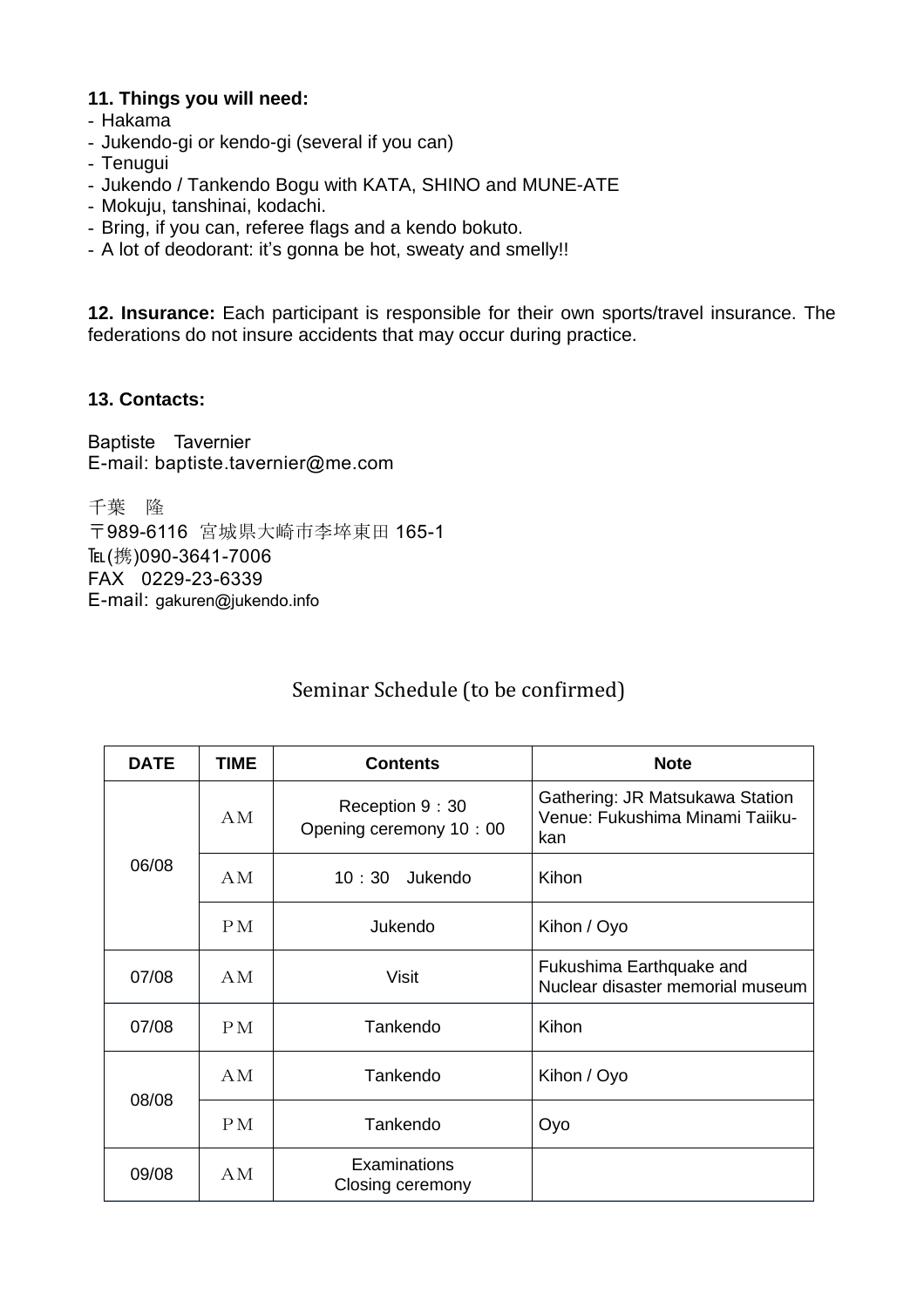**11. Things you will need:**

- Hakama
- Jukendo-gi or kendo-gi (several if you can)
- Tenugui
- Jukendo / Tankendo Bogu with KATA, SHINO and MUNE-ATE
- Mokuju, tanshinai, kodachi.
- Bring, if you can, referee flags and a kendo bokuto.
- A lot of deodorant: it's gonna be hot, sweaty and smelly!!

**12. Insurance:** Each participant is responsible for their own sports/travel insurance. The federations do not insure accidents that may occur during practice.

**13. Contacts:**

Baptiste　Tavernier
E-mail: baptiste.tavernier@me.com

千葉　隆
〒989-6116　宮城県大崎市李埣東田 165-1
℡(携)090-3641-7006
FAX　0229-23-6339
E-mail: gakuren@jukendo.info

Seminar Schedule (to be confirmed)

| DATE | TIME | Contents | Note |
|---|---|---|---|
| 06/08 | AM | Reception 9：30<br>Opening ceremony 10：00 | Gathering: JR Matsukawa Station<br>Venue: Fukushima Minami Taiiku-kan |
| | AM | 10：30　Jukendo | Kihon |
| | PM | Jukendo | Kihon / Oyo |
| 07/08 | AM | Visit | Fukushima Earthquake and Nuclear disaster memorial museum |
| 07/08 | PM | Tankendo | Kihon |
| 08/08 | AM | Tankendo | Kihon / Oyo |
| | PM | Tankendo | Oyo |
| 09/08 | AM | Examinations<br>Closing ceremony | |